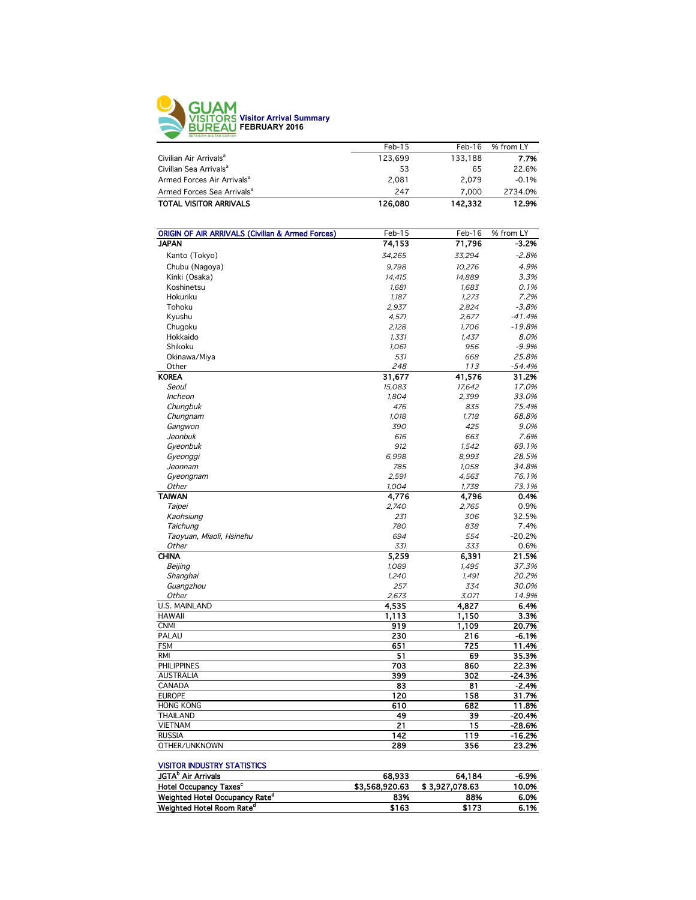# GUAM VISITORS BUREAU

## Visitor Arrival Summary
## FEBRUARY 2016

| | Feb-15 | Feb-16 | % from LY |
|---|---|---|---|
| Civilian Air Arrivals[a] | 123,699 | 133,188 | **7.7%** |
| Civilian Sea Arrivals[a] | 53 | 65 | 22.6% |
| Armed Forces Air Arrivals[a] | 2,081 | 2,079 | -0.1% |
| Armed Forces Sea Arrivals[a] | 247 | 7,000 | 2734.0% |
| **TOTAL VISITOR ARRIVALS** | **126,080** | **142,332** | **12.9%** |

| ORIGIN OF AIR ARRIVALS (Civilian & Armed Forces) | Feb-15 | Feb-16 | % from LY |
|---|---|---|---|
| **JAPAN** | **74,153** | **71,796** | **-3.2%** |
| Kanto (Tokyo) | *34,265* | *33,294* | *-2.8%* |
| Chubu (Nagoya) | *9,798* | *10,276* | *4.9%* |
| Kinki (Osaka) | *14,415* | *14,889* | *3.3%* |
| Koshinetsu | *1,681* | *1,683* | *0.1%* |
| Hokuriku | *1,187* | *1,273* | *7.2%* |
| Tohoku | *2,937* | *2,824* | *-3.8%* |
| Kyushu | *4,571* | *2,677* | *-41.4%* |
| Chugoku | *2,128* | *1,706* | *-19.8%* |
| Hokkaido | *1,331* | *1,437* | *8.0%* |
| Shikoku | *1,061* | *956* | *-9.9%* |
| Okinawa/Miya | *531* | *668* | *25.8%* |
| Other | *248* | *113* | *-54.4%* |
| **KOREA** | **31,677** | **41,576** | **31.2%** |
| *Seoul* | *15,083* | *17,642* | *17.0%* |
| *Incheon* | *1,804* | *2,399* | *33.0%* |
| *Chungbuk* | *476* | *835* | *75.4%* |
| *Chungnam* | *1,018* | *1,718* | *68.8%* |
| *Gangwon* | *390* | *425* | *9.0%* |
| *Jeonbuk* | *616* | *663* | *7.6%* |
| *Gyeonbuk* | *912* | *1,542* | *69.1%* |
| *Gyeonggi* | *6,998* | *8,993* | *28.5%* |
| *Jeonnam* | *785* | *1,058* | *34.8%* |
| *Gyeongnam* | *2,591* | *4,563* | *76.1%* |
| *Other* | *1,004* | *1,738* | *73.1%* |
| **TAIWAN** | **4,776** | **4,796** | **0.4%** |
| *Taipei* | *2,740* | *2,765* | 0.9% |
| *Kaohsiung* | *231* | *306* | 32.5% |
| *Taichung* | *780* | *838* | 7.4% |
| *Taoyuan, Miaoli, Hsinehu* | *694* | *554* | -20.2% |
| *Other* | *331* | *333* | 0.6% |
| **CHINA** | **5,259** | **6,391** | **21.5%** |
| *Beijing* | *1,089* | *1,495* | *37.3%* |
| *Shanghai* | *1,240* | *1,491* | *20.2%* |
| *Guangzhou* | *257* | *334* | *30.0%* |
| *Other* | *2,673* | *3,071* | *14.9%* |
| U.S. MAINLAND | **4,535** | **4,827** | **6.4%** |
| HAWAII | **1,113** | **1,150** | **3.3%** |
| CNMI | **919** | **1,109** | **20.7%** |
| PALAU | **230** | **216** | **-6.1%** |
| FSM | **651** | **725** | **11.4%** |
| RMI | **51** | **69** | **35.3%** |
| PHILIPPINES | **703** | **860** | **22.3%** |
| AUSTRALIA | **399** | **302** | **-24.3%** |
| CANADA | **83** | **81** | **-2.4%** |
| EUROPE | **120** | **158** | **31.7%** |
| HONG KONG | **610** | **682** | **11.8%** |
| THAILAND | **49** | **39** | **-20.4%** |
| VIETNAM | **21** | **15** | **-28.6%** |
| RUSSIA | **142** | **119** | **-16.2%** |
| OTHER/UNKNOWN | **289** | **356** | **23.2%** |

| VISITOR INDUSTRY STATISTICS | | | |
|---|---|---|---|
| **JGTA[b] Air Arrivals** | **68,933** | **64,184** | **-6.9%** |
| **Hotel Occupancy Taxes[c]** | **$3,568,920.63** | **$ 3,927,078.63** | **10.0%** |
| **Weighted Hotel Occupancy Rate[d]** | **83%** | **88%** | **6.0%** |
| **Weighted Hotel Room Rate[d]** | **$163** | **$173** | **6.1%** |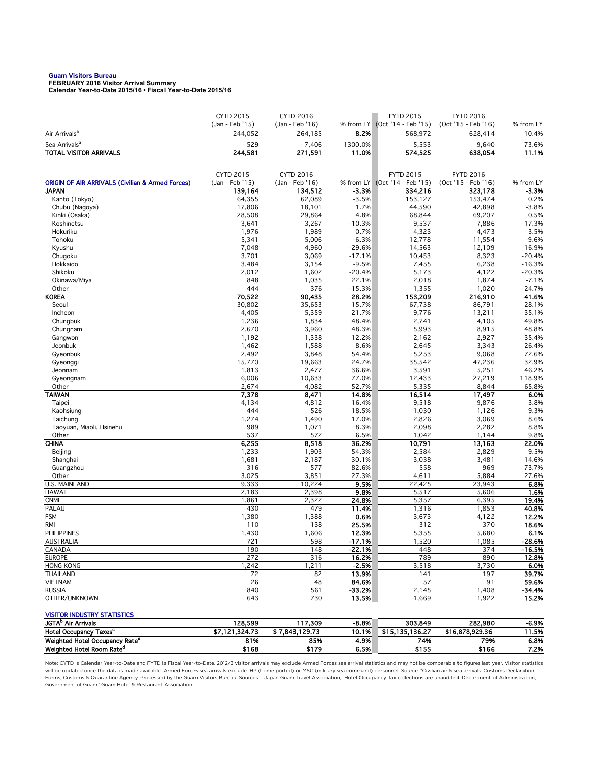**Guam Visitors Bureau**
**FEBRUARY 2016 Visitor Arrival Summary**
**Calendar Year-to-Date 2015/16 • Fiscal Year-to-Date 2015/16**

| | CYTD 2015 (Jan - Feb '15) | CYTD 2016 (Jan - Feb '16) | % from LY | FYTD 2015 (Oct '14 - Feb '15) | FYTD 2016 (Oct '15 - Feb '16) | % from LY |
|---|---|---|---|---|---|---|
| Air Arrivals[a] | 244,052 | 264,185 | 8.2% | 568,972 | 628,414 | 10.4% |
| Sea Arrivals[a] | 529 | 7,406 | 1300.0% | 5,553 | 9,640 | 73.6% |
| **TOTAL VISITOR ARRIVALS** | **244,581** | **271,591** | **11.0%** | **574,525** | **638,054** | **11.1%** |

| ORIGIN OF AIR ARRIVALS (Civilian & Armed Forces) | CYTD 2015 (Jan - Feb '15) | CYTD 2016 (Jan - Feb '16) | % from LY | FYTD 2015 (Oct '14 - Feb '15) | FYTD 2016 (Oct '15 - Feb '16) | % from LY |
|---|---|---|---|---|---|---|
| **JAPAN** | **139,164** | **134,512** | **-3.3%** | **334,216** | **323,178** | **-3.3%** |
| Kanto (Tokyo) | 64,355 | 62,089 | -3.5% | 153,127 | 153,474 | 0.2% |
| Chubu (Nagoya) | 17,806 | 18,101 | 1.7% | 44,590 | 42,898 | -3.8% |
| Kinki (Osaka) | 28,508 | 29,864 | 4.8% | 68,844 | 69,207 | 0.5% |
| Koshinetsu | 3,641 | 3,267 | -10.3% | 9,537 | 7,886 | -17.3% |
| Hokuriku | 1,976 | 1,989 | 0.7% | 4,323 | 4,473 | 3.5% |
| Tohoku | 5,341 | 5,006 | -6.3% | 12,778 | 11,554 | -9.6% |
| Kyushu | 7,048 | 4,960 | -29.6% | 14,563 | 12,109 | -16.9% |
| Chugoku | 3,701 | 3,069 | -17.1% | 10,453 | 8,323 | -20.4% |
| Hokkaido | 3,484 | 3,154 | -9.5% | 7,455 | 6,238 | -16.3% |
| Shikoku | 2,012 | 1,602 | -20.4% | 5,173 | 4,122 | -20.3% |
| Okinawa/Miya | 848 | 1,035 | 22.1% | 2,018 | 1,874 | -7.1% |
| Other | 444 | 376 | -15.3% | 1,355 | 1,020 | -24.7% |
| **KOREA** | **70,522** | **90,435** | **28.2%** | **153,209** | **216,910** | **41.6%** |
| Seoul | 30,802 | 35,653 | 15.7% | 67,738 | 86,791 | 28.1% |
| Incheon | 4,405 | 5,359 | 21.7% | 9,776 | 13,211 | 35.1% |
| Chungbuk | 1,236 | 1,834 | 48.4% | 2,741 | 4,105 | 49.8% |
| Chungnam | 2,670 | 3,960 | 48.3% | 5,993 | 8,915 | 48.8% |
| Gangwon | 1,192 | 1,338 | 12.2% | 2,162 | 2,927 | 35.4% |
| Jeonbuk | 1,462 | 1,588 | 8.6% | 2,645 | 3,343 | 26.4% |
| Gyeonbuk | 2,492 | 3,848 | 54.4% | 5,253 | 9,068 | 72.6% |
| Gyeonggi | 15,770 | 19,663 | 24.7% | 35,542 | 47,236 | 32.9% |
| Jeonnam | 1,813 | 2,477 | 36.6% | 3,591 | 5,251 | 46.2% |
| Gyeongnam | 6,006 | 10,633 | 77.0% | 12,433 | 27,219 | 118.9% |
| Other | 2,674 | 4,082 | 52.7% | 5,335 | 8,844 | 65.8% |
| **TAIWAN** | **7,378** | **8,471** | **14.8%** | **16,514** | **17,497** | **6.0%** |
| Taipei | 4,134 | 4,812 | 16.4% | 9,518 | 9,876 | 3.8% |
| Kaohsiung | 444 | 526 | 18.5% | 1,030 | 1,126 | 9.3% |
| Taichung | 1,274 | 1,490 | 17.0% | 2,826 | 3,069 | 8.6% |
| Taoyuan, Miaoli, Hsinehu | 989 | 1,071 | 8.3% | 2,098 | 2,282 | 8.8% |
| Other | 537 | 572 | 6.5% | 1,042 | 1,144 | 9.8% |
| **CHINA** | **6,255** | **8,518** | **36.2%** | **10,791** | **13,163** | **22.0%** |
| Beijing | 1,233 | 1,903 | 54.3% | 2,584 | 2,829 | 9.5% |
| Shanghai | 1,681 | 2,187 | 30.1% | 3,038 | 3,481 | 14.6% |
| Guangzhou | 316 | 577 | 82.6% | 558 | 969 | 73.7% |
| Other | 3,025 | 3,851 | 27.3% | 4,611 | 5,884 | 27.6% |
| U.S. MAINLAND | 9,333 | 10,224 | **9.5%** | 22,425 | 23,943 | **6.8%** |
| HAWAII | 2,183 | 2,398 | **9.8%** | 5,517 | 5,606 | **1.6%** |
| CNMI | 1,861 | 2,322 | **24.8%** | 5,357 | 6,395 | **19.4%** |
| PALAU | 430 | 479 | **11.4%** | 1,316 | 1,853 | **40.8%** |
| FSM | 1,380 | 1,388 | **0.6%** | 3,673 | 4,122 | **12.2%** |
| RMI | 110 | 138 | **25.5%** | 312 | 370 | **18.6%** |
| PHILIPPINES | 1,430 | 1,606 | **12.3%** | 5,355 | 5,680 | **6.1%** |
| AUSTRALIA | 721 | 598 | **-17.1%** | 1,520 | 1,085 | **-28.6%** |
| CANADA | 190 | 148 | **-22.1%** | 448 | 374 | **-16.5%** |
| EUROPE | 272 | 316 | **16.2%** | 789 | 890 | **12.8%** |
| HONG KONG | 1,242 | 1,211 | **-2.5%** | 3,518 | 3,730 | **6.0%** |
| THAILAND | 72 | 82 | **13.9%** | 141 | 197 | **39.7%** |
| VIETNAM | 26 | 48 | **84.6%** | 57 | 91 | **59.6%** |
| RUSSIA | 840 | 561 | **-33.2%** | 2,145 | 1,408 | **-34.4%** |
| OTHER/UNKNOWN | 643 | 730 | **13.5%** | 1,669 | 1,922 | **15.2%** |

| VISITOR INDUSTRY STATISTICS | | | | | | |
|---|---|---|---|---|---|---|
| **JGTA[b] Air Arrivals** | **128,599** | **117,309** | **-8.8%** | **303,849** | **282,980** | **-6.9%** |
| **Hotel Occupancy Taxes[c]** | **$7,121,324.73** | **$ 7,843,129.73** | **10.1%** | **$15,135,136.27** | **$16,878,929.36** | **11.5%** |
| **Weighted Hotel Occupancy Rate[d]** | **81%** | **85%** | **4.9%** | **74%** | **79%** | **6.8%** |
| **Weighted Hotel Room Rate[d]** | **$168** | **$179** | **6.5%** | **$155** | **$166** | **7.2%** |

Note: CYTD is Calendar Year-to-Date and FYTD is Fiscal Year-to-Date. 2012/3 visitor arrivals may exclude Armed Forces sea arrival statistics and may not be comparable to figures last year. Visitor statistics will be updated once the data is made available. Armed Forces sea arrivals exclude HP (home ported) or MSC (military sea command) personnel. Source: [a]Civilian air & sea arrivals. Customs Declaration Forms, Customs & Quarantine Agency. Processed by the Guam Visitors Bureau. Sources: [b]Japan Guam Travel Association, [c]Hotel Occupancy Tax collections are unaudited. Department of Administration, Government of Guam [d]Guam Hotel & Restaurant Association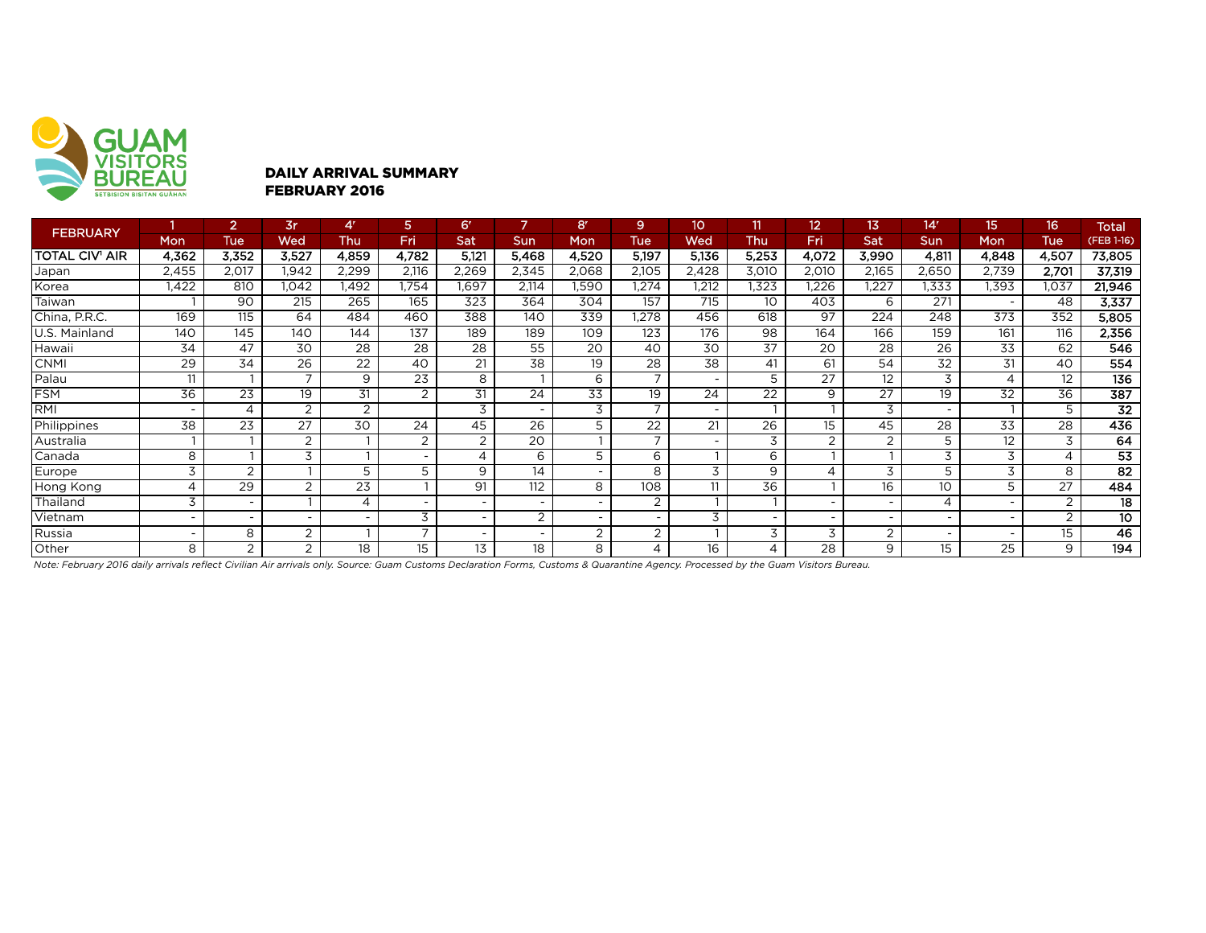GUAM VISITORS BUREAU
SETBISION BISITAN GUÅHAN

## DAILY ARRIVAL SUMMARY
## FEBRUARY 2016

| FEBRUARY | 1 | 2 | 3r | 4r | 5 | 6r | 7 | 8r | 9 | 10 | 11 | 12 | 13 | 14r | 15 | 16 | Total |
|---|---|---|---|---|---|---|---|---|---|---|---|---|---|---|---|---|---|
| | Mon | Tue | Wed | Thu | Fri | Sat | Sun | Mon | Tue | Wed | Thu | Fri | Sat | Sun | Mon | Tue | (FEB 1-16) |
| **TOTAL CIV[1] AIR** | **4,362** | **3,352** | **3,527** | **4,859** | **4,782** | **5,121** | **5,468** | **4,520** | **5,197** | **5,136** | **5,253** | **4,072** | **3,990** | **4,811** | **4,848** | **4,507** | **73,805** |
| Japan | 2,455 | 2,017 | 1,942 | 2,299 | 2,116 | 2,269 | 2,345 | 2,068 | 2,105 | 2,428 | 3,010 | 2,010 | 2,165 | 2,650 | 2,739 | 2,701 | **37,319** |
| Korea | 1,422 | 810 | 1,042 | 1,492 | 1,754 | 1,697 | 2,114 | 1,590 | 1,274 | 1,212 | 1,323 | 1,226 | 1,227 | 1,333 | 1,393 | 1,037 | **21,946** |
| Taiwan | 1 | 90 | 215 | 265 | 165 | 323 | 364 | 304 | 157 | 715 | 10 | 403 | 6 | 271 | - | 48 | **3,337** |
| China, P.R.C. | 169 | 115 | 64 | 484 | 460 | 388 | 140 | 339 | 1,278 | 456 | 618 | 97 | 224 | 248 | 373 | 352 | **5,805** |
| U.S. Mainland | 140 | 145 | 140 | 144 | 137 | 189 | 189 | 109 | 123 | 176 | 98 | 164 | 166 | 159 | 161 | 116 | **2,356** |
| Hawaii | 34 | 47 | 30 | 28 | 28 | 28 | 55 | 20 | 40 | 30 | 37 | 20 | 28 | 26 | 33 | 62 | **546** |
| CNMI | 29 | 34 | 26 | 22 | 40 | 21 | 38 | 19 | 28 | 38 | 41 | 61 | 54 | 32 | 31 | 40 | **554** |
| Palau | 11 | 1 | 7 | 9 | 23 | 8 | 1 | 6 | 7 | - | 5 | 27 | 12 | 3 | 4 | 12 | **136** |
| FSM | 36 | 23 | 19 | 31 | 2 | 31 | 24 | 33 | 19 | 24 | 22 | 9 | 27 | 19 | 32 | 36 | **387** |
| RMI | - | 4 | 2 | 2 | | 3 | - | 3 | 7 | - | 1 | 1 | 3 | - | 1 | 5 | **32** |
| Philippines | 38 | 23 | 27 | 30 | 24 | 45 | 26 | 5 | 22 | 21 | 26 | 15 | 45 | 28 | 33 | 28 | **436** |
| Australia | 1 | 1 | 2 | 1 | 2 | 2 | 20 | 1 | 7 | - | 3 | 2 | 2 | 5 | 12 | 3 | **64** |
| Canada | 8 | 1 | 3 | 1 | - | 4 | 6 | 5 | 6 | 1 | 6 | 1 | 1 | 3 | 3 | 4 | **53** |
| Europe | 3 | 2 | 1 | 5 | 5 | 9 | 14 | - | 8 | 3 | 9 | 4 | 3 | 5 | 3 | 8 | **82** |
| Hong Kong | 4 | 29 | 2 | 23 | 1 | 91 | 112 | 8 | 108 | 11 | 36 | 1 | 16 | 10 | 5 | 27 | **484** |
| Thailand | 3 | - | 1 | 4 | - | - | - | - | 2 | 1 | 1 | - | - | 4 | - | 2 | **18** |
| Vietnam | - | - | - | - | 3 | - | 2 | - | - | 3 | - | - | - | - | - | 2 | **10** |
| Russia | - | 8 | 2 | 1 | 7 | - | - | 2 | 2 | 1 | 3 | 3 | 2 | - | - | 15 | **46** |
| Other | 8 | 2 | 2 | 18 | 15 | 13 | 18 | 8 | 4 | 16 | 4 | 28 | 9 | 15 | 25 | 9 | **194** |

*Note: February 2016 daily arrivals reflect Civilian Air arrivals only. Source: Guam Customs Declaration Forms, Customs & Quarantine Agency. Processed by the Guam Visitors Bureau.*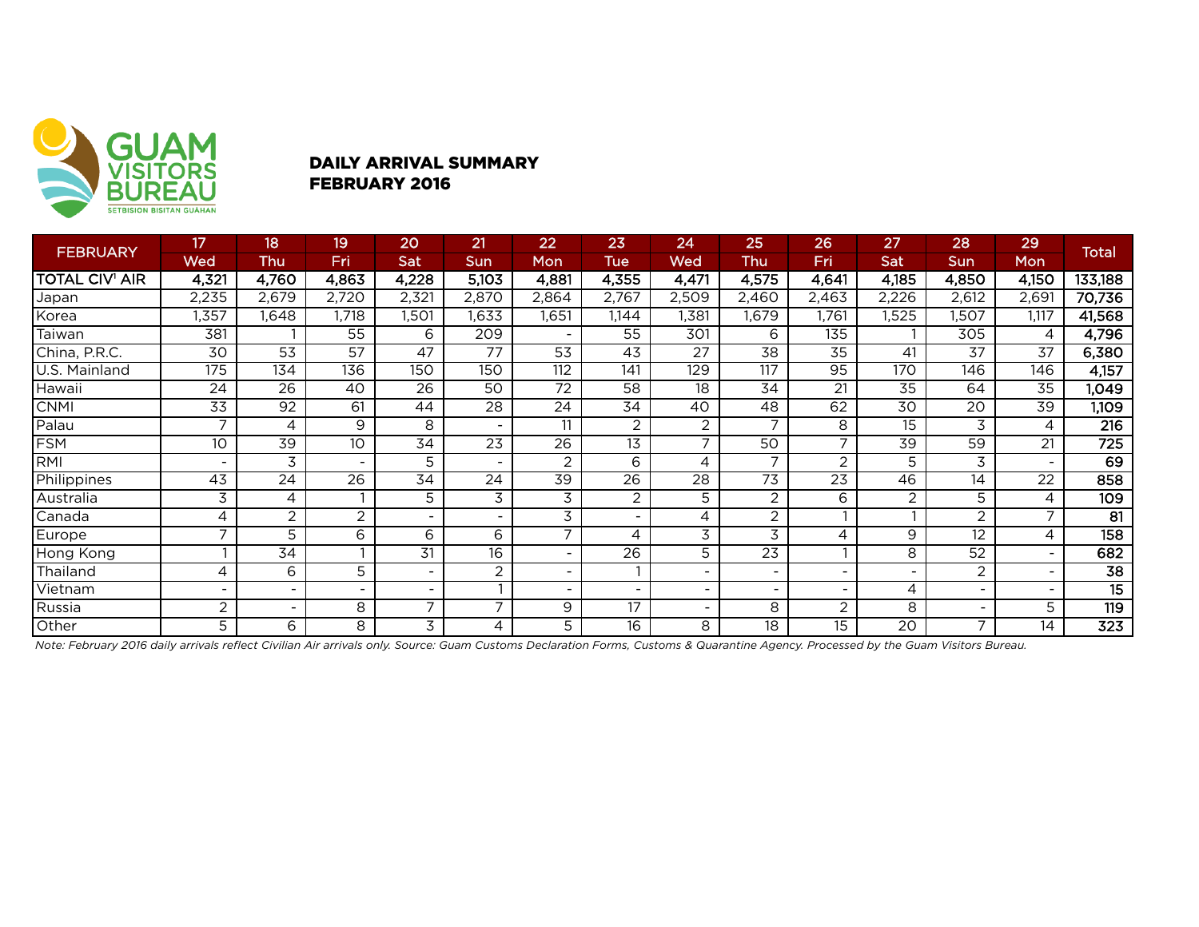GUAM VISITORS BUREAU
SETBISION BISITAN GUÅHAN

## DAILY ARRIVAL SUMMARY
## FEBRUARY 2016

| FEBRUARY | 17 | 18 | 19 | 20 | 21 | 22 | 23 | 24 | 25 | 26 | 27 | 28 | 29 | Total |
|---|---|---|---|---|---|---|---|---|---|---|---|---|---|---|
| | Wed | Thu | Fri | Sat | Sun | Mon | Tue | Wed | Thu | Fri | Sat | Sun | Mon | |
| **TOTAL CIV' AIR** | **4,321** | **4,760** | **4,863** | **4,228** | **5,103** | **4,881** | **4,355** | **4,471** | **4,575** | **4,641** | **4,185** | **4,850** | **4,150** | **133,188** |
| Japan | 2,235 | 2,679 | 2,720 | 2,321 | 2,870 | 2,864 | 2,767 | 2,509 | 2,460 | 2,463 | 2,226 | 2,612 | 2,691 | **70,736** |
| Korea | 1,357 | 1,648 | 1,718 | 1,501 | 1,633 | 1,651 | 1,144 | 1,381 | 1,679 | 1,761 | 1,525 | 1,507 | 1,117 | **41,568** |
| Taiwan | 381 | 1 | 55 | 6 | 209 | - | 55 | 301 | 6 | 135 | 1 | 305 | 4 | **4,796** |
| China, P.R.C. | 30 | 53 | 57 | 47 | 77 | 53 | 43 | 27 | 38 | 35 | 41 | 37 | 37 | **6,380** |
| U.S. Mainland | 175 | 134 | 136 | 150 | 150 | 112 | 141 | 129 | 117 | 95 | 170 | 146 | 146 | **4,157** |
| Hawaii | 24 | 26 | 40 | 26 | 50 | 72 | 58 | 18 | 34 | 21 | 35 | 64 | 35 | **1,049** |
| CNMI | 33 | 92 | 61 | 44 | 28 | 24 | 34 | 40 | 48 | 62 | 30 | 20 | 39 | **1,109** |
| Palau | 7 | 4 | 9 | 8 | - | 11 | 2 | 2 | 7 | 8 | 15 | 3 | 4 | **216** |
| FSM | 10 | 39 | 10 | 34 | 23 | 26 | 13 | 7 | 50 | 7 | 39 | 59 | 21 | **725** |
| RMI | - | 3 | - | 5 | - | 2 | 6 | 4 | 7 | 2 | 5 | 3 | - | **69** |
| Philippines | 43 | 24 | 26 | 34 | 24 | 39 | 26 | 28 | 73 | 23 | 46 | 14 | 22 | **858** |
| Australia | 3 | 4 | 1 | 5 | 3 | 3 | 2 | 5 | 2 | 6 | 2 | 5 | 4 | **109** |
| Canada | 4 | 2 | 2 | - | - | 3 | - | 4 | 2 | 1 | 1 | 2 | 7 | **81** |
| Europe | 7 | 5 | 6 | 6 | 6 | 7 | 4 | 3 | 3 | 4 | 9 | 12 | 4 | **158** |
| Hong Kong | 1 | 34 | 1 | 31 | 16 | - | 26 | 5 | 23 | 1 | 8 | 52 | - | **682** |
| Thailand | 4 | 6 | 5 | - | 2 | - | 1 | - | - | - | - | 2 | - | **38** |
| Vietnam | - | - | - | - | 1 | - | - | - | - | - | 4 | - | - | **15** |
| Russia | 2 | - | 8 | 7 | 7 | 9 | 17 | - | 8 | 2 | 8 | - | 5 | **119** |
| Other | 5 | 6 | 8 | 3 | 4 | 5 | 16 | 8 | 18 | 15 | 20 | 7 | 14 | **323** |

*Note: February 2016 daily arrivals reflect Civilian Air arrivals only. Source: Guam Customs Declaration Forms, Customs & Quarantine Agency. Processed by the Guam Visitors Bureau.*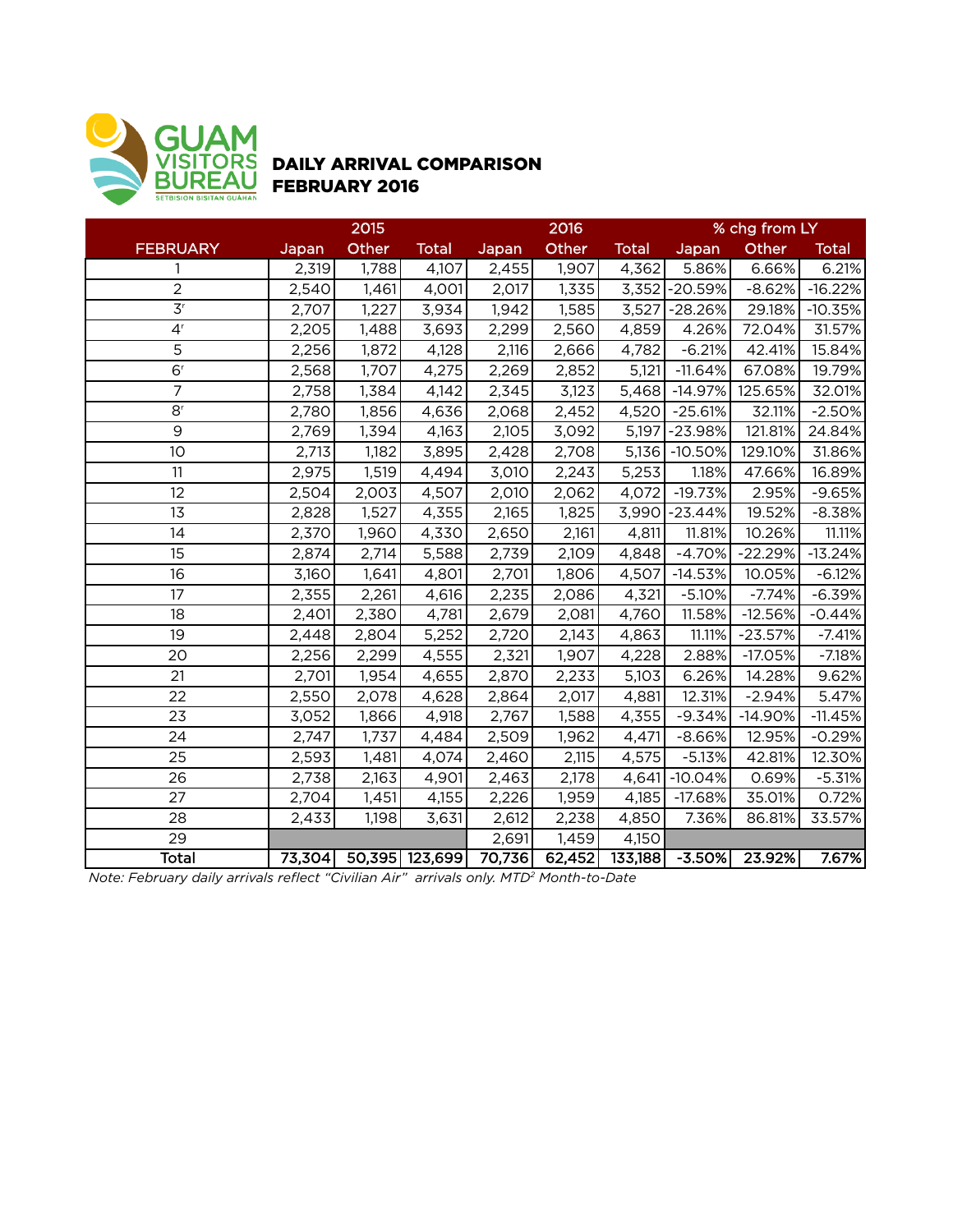GUAM VISITORS BUREAU
SETBISION BISITAN GUÅHAN

## DAILY ARRIVAL COMPARISON
## FEBRUARY 2016

| | 2015 | | | 2016 | | | % chg from LY | | |
|---|---|---|---|---|---|---|---|---|---|
| FEBRUARY | Japan | Other | Total | Japan | Other | Total | Japan | Other | Total |
| 1 | 2,319 | 1,788 | 4,107 | 2,455 | 1,907 | 4,362 | 5.86% | 6.66% | 6.21% |
| 2 | 2,540 | 1,461 | 4,001 | 2,017 | 1,335 | 3,352 | -20.59% | -8.62% | -16.22% |
| 3r | 2,707 | 1,227 | 3,934 | 1,942 | 1,585 | 3,527 | -28.26% | 29.18% | -10.35% |
| 4r | 2,205 | 1,488 | 3,693 | 2,299 | 2,560 | 4,859 | 4.26% | 72.04% | 31.57% |
| 5 | 2,256 | 1,872 | 4,128 | 2,116 | 2,666 | 4,782 | -6.21% | 42.41% | 15.84% |
| 6r | 2,568 | 1,707 | 4,275 | 2,269 | 2,852 | 5,121 | -11.64% | 67.08% | 19.79% |
| 7 | 2,758 | 1,384 | 4,142 | 2,345 | 3,123 | 5,468 | -14.97% | 125.65% | 32.01% |
| 8r | 2,780 | 1,856 | 4,636 | 2,068 | 2,452 | 4,520 | -25.61% | 32.11% | -2.50% |
| 9 | 2,769 | 1,394 | 4,163 | 2,105 | 3,092 | 5,197 | -23.98% | 121.81% | 24.84% |
| 10 | 2,713 | 1,182 | 3,895 | 2,428 | 2,708 | 5,136 | -10.50% | 129.10% | 31.86% |
| 11 | 2,975 | 1,519 | 4,494 | 3,010 | 2,243 | 5,253 | 1.18% | 47.66% | 16.89% |
| 12 | 2,504 | 2,003 | 4,507 | 2,010 | 2,062 | 4,072 | -19.73% | 2.95% | -9.65% |
| 13 | 2,828 | 1,527 | 4,355 | 2,165 | 1,825 | 3,990 | -23.44% | 19.52% | -8.38% |
| 14 | 2,370 | 1,960 | 4,330 | 2,650 | 2,161 | 4,811 | 11.81% | 10.26% | 11.11% |
| 15 | 2,874 | 2,714 | 5,588 | 2,739 | 2,109 | 4,848 | -4.70% | -22.29% | -13.24% |
| 16 | 3,160 | 1,641 | 4,801 | 2,701 | 1,806 | 4,507 | -14.53% | 10.05% | -6.12% |
| 17 | 2,355 | 2,261 | 4,616 | 2,235 | 2,086 | 4,321 | -5.10% | -7.74% | -6.39% |
| 18 | 2,401 | 2,380 | 4,781 | 2,679 | 2,081 | 4,760 | 11.58% | -12.56% | -0.44% |
| 19 | 2,448 | 2,804 | 5,252 | 2,720 | 2,143 | 4,863 | 11.11% | -23.57% | -7.41% |
| 20 | 2,256 | 2,299 | 4,555 | 2,321 | 1,907 | 4,228 | 2.88% | -17.05% | -7.18% |
| 21 | 2,701 | 1,954 | 4,655 | 2,870 | 2,233 | 5,103 | 6.26% | 14.28% | 9.62% |
| 22 | 2,550 | 2,078 | 4,628 | 2,864 | 2,017 | 4,881 | 12.31% | -2.94% | 5.47% |
| 23 | 3,052 | 1,866 | 4,918 | 2,767 | 1,588 | 4,355 | -9.34% | -14.90% | -11.45% |
| 24 | 2,747 | 1,737 | 4,484 | 2,509 | 1,962 | 4,471 | -8.66% | 12.95% | -0.29% |
| 25 | 2,593 | 1,481 | 4,074 | 2,460 | 2,115 | 4,575 | -5.13% | 42.81% | 12.30% |
| 26 | 2,738 | 2,163 | 4,901 | 2,463 | 2,178 | 4,641 | -10.04% | 0.69% | -5.31% |
| 27 | 2,704 | 1,451 | 4,155 | 2,226 | 1,959 | 4,185 | -17.68% | 35.01% | 0.72% |
| 28 | 2,433 | 1,198 | 3,631 | 2,612 | 2,238 | 4,850 | 7.36% | 86.81% | 33.57% |
| 29 | | | | 2,691 | 1,459 | 4,150 | | | |
| **Total** | **73,304** | **50,395** | **123,699** | **70,736** | **62,452** | **133,188** | **-3.50%** | **23.92%** | **7.67%** |

*Note: February daily arrivals reflect "Civilian Air" arrivals only. MTD[2] Month-to-Date*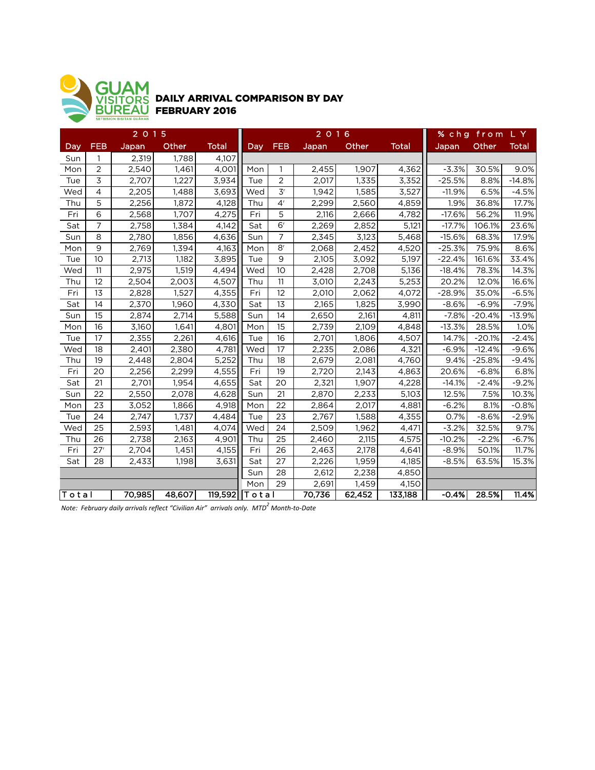GUAM VISITORS BUREAU

SETBISION BISITAN GUÅHAN

## DAILY ARRIVAL COMPARISON BY DAY
## FEBRUARY 2016

| 2015 | | | | | 2016 | | | | | % chg from LY | | |
|---|---|---|---|---|---|---|---|---|---|---|---|---|
| Day | FEB | Japan | Other | Total | Day | FEB | Japan | Other | Total | Japan | Other | Total |
| Sun | 1 | 2,319 | 1,788 | 4,107 | | | | | | | | |
| Mon | 2 | 2,540 | 1,461 | 4,001 | Mon | 1 | 2,455 | 1,907 | 4,362 | -3.3% | 30.5% | 9.0% |
| Tue | 3 | 2,707 | 1,227 | 3,934 | Tue | 2 | 2,017 | 1,335 | 3,352 | -25.5% | 8.8% | -14.8% |
| Wed | 4 | 2,205 | 1,488 | 3,693 | Wed | 3r | 1,942 | 1,585 | 3,527 | -11.9% | 6.5% | -4.5% |
| Thu | 5 | 2,256 | 1,872 | 4,128 | Thu | 4r | 2,299 | 2,560 | 4,859 | 1.9% | 36.8% | 17.7% |
| Fri | 6 | 2,568 | 1,707 | 4,275 | Fri | 5 | 2,116 | 2,666 | 4,782 | -17.6% | 56.2% | 11.9% |
| Sat | 7 | 2,758 | 1,384 | 4,142 | Sat | 6r | 2,269 | 2,852 | 5,121 | -17.7% | 106.1% | 23.6% |
| Sun | 8 | 2,780 | 1,856 | 4,636 | Sun | 7 | 2,345 | 3,123 | 5,468 | -15.6% | 68.3% | 17.9% |
| Mon | 9 | 2,769 | 1,394 | 4,163 | Mon | 8r | 2,068 | 2,452 | 4,520 | -25.3% | 75.9% | 8.6% |
| Tue | 10 | 2,713 | 1,182 | 3,895 | Tue | 9 | 2,105 | 3,092 | 5,197 | -22.4% | 161.6% | 33.4% |
| Wed | 11 | 2,975 | 1,519 | 4,494 | Wed | 10 | 2,428 | 2,708 | 5,136 | -18.4% | 78.3% | 14.3% |
| Thu | 12 | 2,504 | 2,003 | 4,507 | Thu | 11 | 3,010 | 2,243 | 5,253 | 20.2% | 12.0% | 16.6% |
| Fri | 13 | 2,828 | 1,527 | 4,355 | Fri | 12 | 2,010 | 2,062 | 4,072 | -28.9% | 35.0% | -6.5% |
| Sat | 14 | 2,370 | 1,960 | 4,330 | Sat | 13 | 2,165 | 1,825 | 3,990 | -8.6% | -6.9% | -7.9% |
| Sun | 15 | 2,874 | 2,714 | 5,588 | Sun | 14 | 2,650 | 2,161 | 4,811 | -7.8% | -20.4% | -13.9% |
| Mon | 16 | 3,160 | 1,641 | 4,801 | Mon | 15 | 2,739 | 2,109 | 4,848 | -13.3% | 28.5% | 1.0% |
| Tue | 17 | 2,355 | 2,261 | 4,616 | Tue | 16 | 2,701 | 1,806 | 4,507 | 14.7% | -20.1% | -2.4% |
| Wed | 18 | 2,401 | 2,380 | 4,781 | Wed | 17 | 2,235 | 2,086 | 4,321 | -6.9% | -12.4% | -9.6% |
| Thu | 19 | 2,448 | 2,804 | 5,252 | Thu | 18 | 2,679 | 2,081 | 4,760 | 9.4% | -25.8% | -9.4% |
| Fri | 20 | 2,256 | 2,299 | 4,555 | Fri | 19 | 2,720 | 2,143 | 4,863 | 20.6% | -6.8% | 6.8% |
| Sat | 21 | 2,701 | 1,954 | 4,655 | Sat | 20 | 2,321 | 1,907 | 4,228 | -14.1% | -2.4% | -9.2% |
| Sun | 22 | 2,550 | 2,078 | 4,628 | Sun | 21 | 2,870 | 2,233 | 5,103 | 12.5% | 7.5% | 10.3% |
| Mon | 23 | 3,052 | 1,866 | 4,918 | Mon | 22 | 2,864 | 2,017 | 4,881 | -6.2% | 8.1% | -0.8% |
| Tue | 24 | 2,747 | 1,737 | 4,484 | Tue | 23 | 2,767 | 1,588 | 4,355 | 0.7% | -8.6% | -2.9% |
| Wed | 25 | 2,593 | 1,481 | 4,074 | Wed | 24 | 2,509 | 1,962 | 4,471 | -3.2% | 32.5% | 9.7% |
| Thu | 26 | 2,738 | 2,163 | 4,901 | Thu | 25 | 2,460 | 2,115 | 4,575 | -10.2% | -2.2% | -6.7% |
| Fri | 27r | 2,704 | 1,451 | 4,155 | Fri | 26 | 2,463 | 2,178 | 4,641 | -8.9% | 50.1% | 11.7% |
| Sat | 28 | 2,433 | 1,198 | 3,631 | Sat | 27 | 2,226 | 1,959 | 4,185 | -8.5% | 63.5% | 15.3% |
| | | | | | Sun | 28 | 2,612 | 2,238 | 4,850 | | | |
| | | | | | Mon | 29 | 2,691 | 1,459 | 4,150 | | | |
| Total | | 70,985 | 48,607 | 119,592 | Total | | 70,736 | 62,452 | 133,188 | -0.4% | 28.5% | 11.4% |

*Note: February daily arrivals reflect "Civilian Air" arrivals only. MTD[2] Month-to-Date*